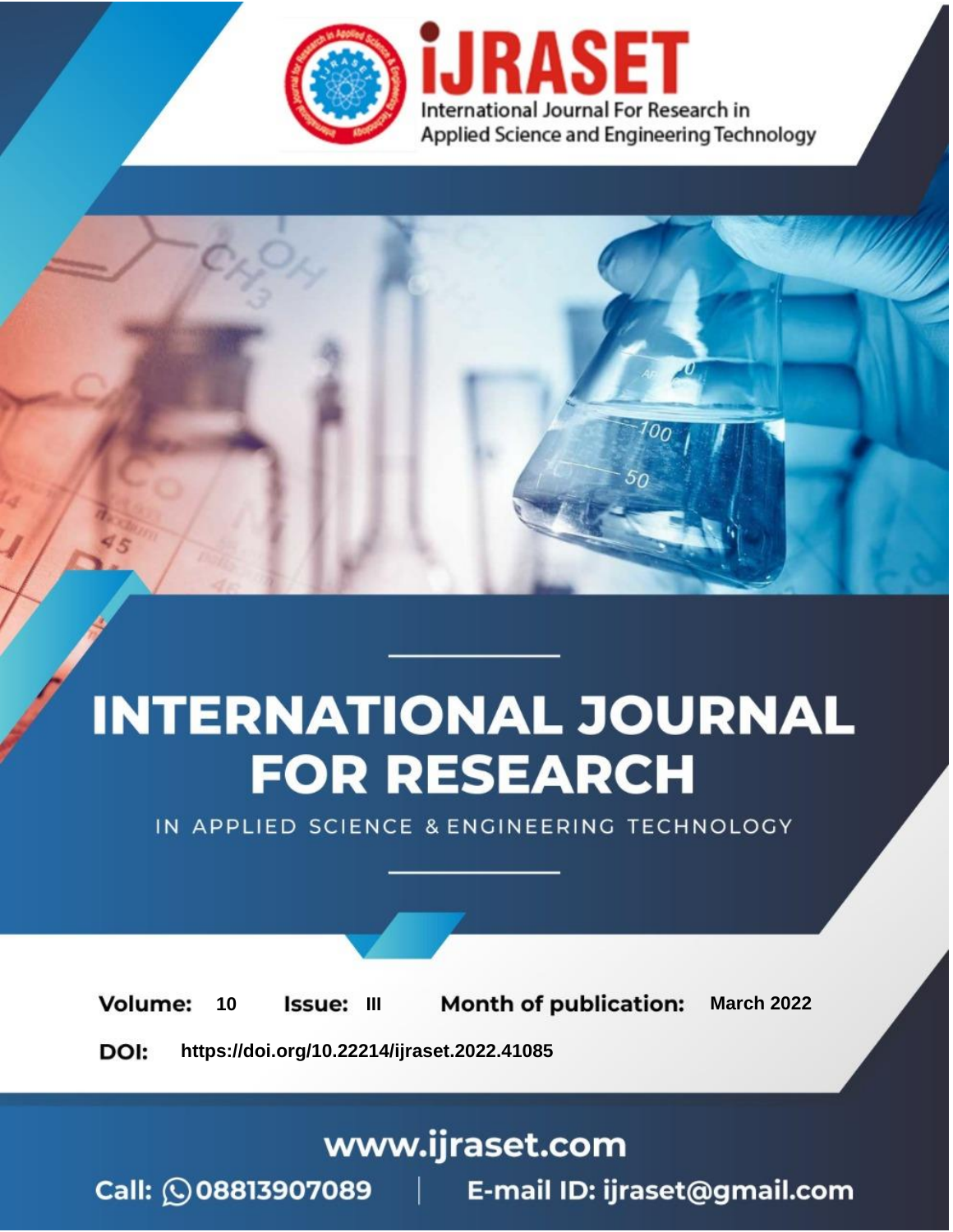iJRASET

International Journal For Research in Applied Science and Engineering Technology

# INTERNATIONAL JOURNAL FOR RESEARCH

IN APPLIED SCIENCE & ENGINEERING TECHNOLOGY

**Volume:** 10 **Issue:** III **Month of publication:** March 2022

**DOI:** https://doi.org/10.22214/ijraset.2022.41085

www.ijraset.com

Call: 08813907089 | E-mail ID: ijraset@gmail.com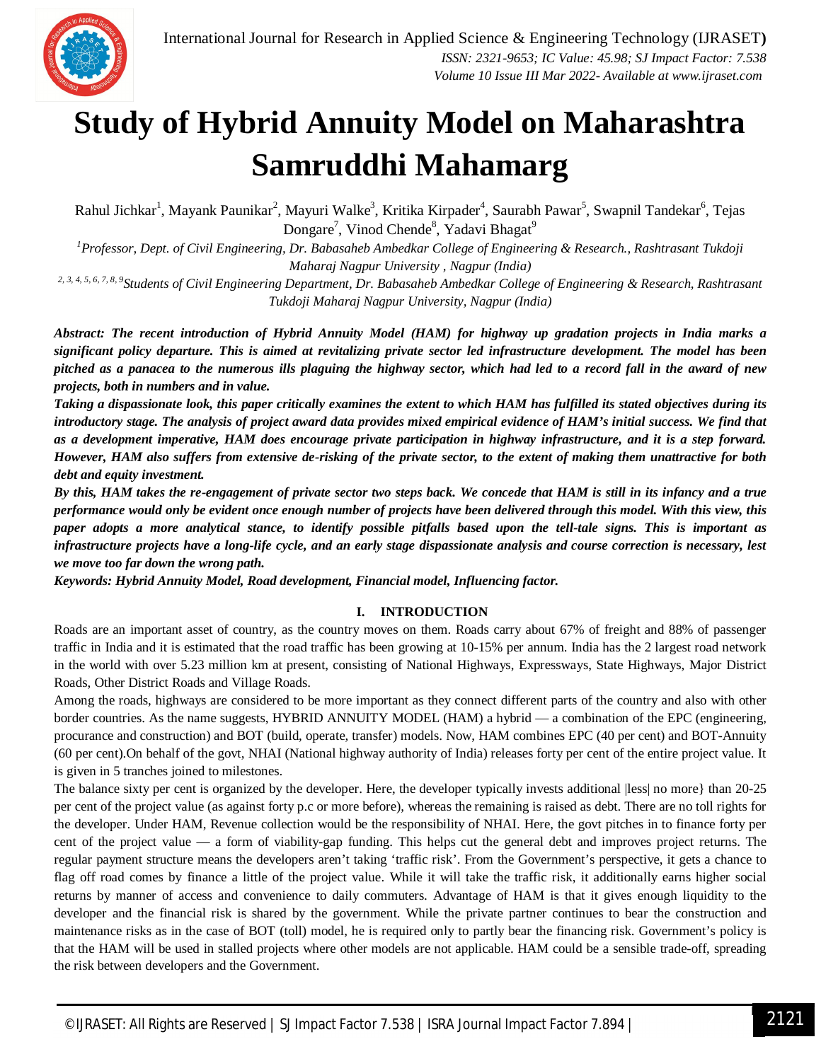# Study of Hybrid Annuity Model on Maharashtra Samruddhi Mahamarg

Rahul Jichkar[1], Mayank Paunikar[2], Mayuri Walke[3], Kritika Kirpader[4], Saurabh Pawar[5], Swapnil Tandekar[6], Tejas Dongare[7], Vinod Chende[8], Yadavi Bhagat[9]

[1]*Professor, Dept. of Civil Engineering, Dr. Babasaheb Ambedkar College of Engineering & Research., Rashtrasant Tukdoji Maharaj Nagpur University , Nagpur (India)*

[2, 3, 4, 5, 6, 7, 8, 9]*Students of Civil Engineering Department, Dr. Babasaheb Ambedkar College of Engineering & Research, Rashtrasant Tukdoji Maharaj Nagpur University, Nagpur (India)*

***Abstract: The recent introduction of Hybrid Annuity Model (HAM) for highway up gradation projects in India marks a significant policy departure. This is aimed at revitalizing private sector led infrastructure development. The model has been pitched as a panacea to the numerous ills plaguing the highway sector, which had led to a record fall in the award of new projects, both in numbers and in value.***

***Taking a dispassionate look, this paper critically examines the extent to which HAM has fulfilled its stated objectives during its introductory stage. The analysis of project award data provides mixed empirical evidence of HAM's initial success. We find that as a development imperative, HAM does encourage private participation in highway infrastructure, and it is a step forward. However, HAM also suffers from extensive de-risking of the private sector, to the extent of making them unattractive for both debt and equity investment.***

***By this, HAM takes the re-engagement of private sector two steps back. We concede that HAM is still in its infancy and a true performance would only be evident once enough number of projects have been delivered through this model. With this view, this paper adopts a more analytical stance, to identify possible pitfalls based upon the tell-tale signs. This is important as infrastructure projects have a long-life cycle, and an early stage dispassionate analysis and course correction is necessary, lest we move too far down the wrong path.***

***Keywords: Hybrid Annuity Model, Road development, Financial model, Influencing factor.***

## I. INTRODUCTION

Roads are an important asset of country, as the country moves on them. Roads carry about 67% of freight and 88% of passenger traffic in India and it is estimated that the road traffic has been growing at 10-15% per annum. India has the 2 largest road network in the world with over 5.23 million km at present, consisting of National Highways, Expressways, State Highways, Major District Roads, Other District Roads and Village Roads.

Among the roads, highways are considered to be more important as they connect different parts of the country and also with other border countries. As the name suggests, HYBRID ANNUITY MODEL (HAM) a hybrid — a combination of the EPC (engineering, procurance and construction) and BOT (build, operate, transfer) models. Now, HAM combines EPC (40 per cent) and BOT-Annuity (60 per cent).On behalf of the govt, NHAI (National highway authority of India) releases forty per cent of the entire project value. It is given in 5 tranches joined to milestones.

The balance sixty per cent is organized by the developer. Here, the developer typically invests additional |less| no more} than 20-25 per cent of the project value (as against forty p.c or more before), whereas the remaining is raised as debt. There are no toll rights for the developer. Under HAM, Revenue collection would be the responsibility of NHAI. Here, the govt pitches in to finance forty per cent of the project value — a form of viability-gap funding. This helps cut the general debt and improves project returns. The regular payment structure means the developers aren't taking 'traffic risk'. From the Government's perspective, it gets a chance to flag off road comes by finance a little of the project value. While it will take the traffic risk, it additionally earns higher social returns by manner of access and convenience to daily commuters. Advantage of HAM is that it gives enough liquidity to the developer and the financial risk is shared by the government. While the private partner continues to bear the construction and maintenance risks as in the case of BOT (toll) model, he is required only to partly bear the financing risk. Government's policy is that the HAM will be used in stalled projects where other models are not applicable. HAM could be a sensible trade-off, spreading the risk between developers and the Government.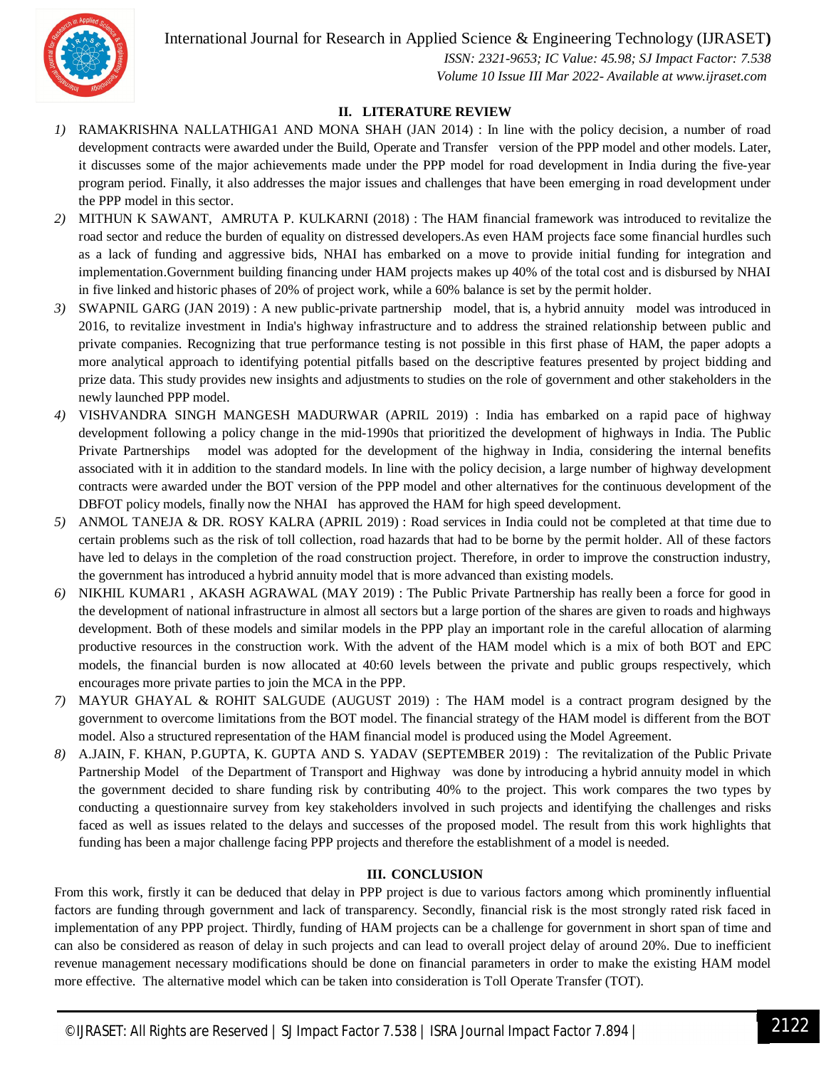## II. LITERATURE REVIEW

1) RAMAKRISHNA NALLATHIGA1 AND MONA SHAH (JAN 2014) : In line with the policy decision, a number of road development contracts were awarded under the Build, Operate and Transfer version of the PPP model and other models. Later, it discusses some of the major achievements made under the PPP model for road development in India during the five-year program period. Finally, it also addresses the major issues and challenges that have been emerging in road development under the PPP model in this sector.
2) MITHUN K SAWANT, AMRUTA P. KULKARNI (2018) : The HAM financial framework was introduced to revitalize the road sector and reduce the burden of equality on distressed developers.As even HAM projects face some financial hurdles such as a lack of funding and aggressive bids, NHAI has embarked on a move to provide initial funding for integration and implementation.Government building financing under HAM projects makes up 40% of the total cost and is disbursed by NHAI in five linked and historic phases of 20% of project work, while a 60% balance is set by the permit holder.
3) SWAPNIL GARG (JAN 2019) : A new public-private partnership model, that is, a hybrid annuity model was introduced in 2016, to revitalize investment in India's highway infrastructure and to address the strained relationship between public and private companies. Recognizing that true performance testing is not possible in this first phase of HAM, the paper adopts a more analytical approach to identifying potential pitfalls based on the descriptive features presented by project bidding and prize data. This study provides new insights and adjustments to studies on the role of government and other stakeholders in the newly launched PPP model.
4) VISHVANDRA SINGH MANGESH MADURWAR (APRIL 2019) : India has embarked on a rapid pace of highway development following a policy change in the mid-1990s that prioritized the development of highways in India. The Public Private Partnerships model was adopted for the development of the highway in India, considering the internal benefits associated with it in addition to the standard models. In line with the policy decision, a large number of highway development contracts were awarded under the BOT version of the PPP model and other alternatives for the continuous development of the DBFOT policy models, finally now the NHAI has approved the HAM for high speed development.
5) ANMOL TANEJA & DR. ROSY KALRA (APRIL 2019) : Road services in India could not be completed at that time due to certain problems such as the risk of toll collection, road hazards that had to be borne by the permit holder. All of these factors have led to delays in the completion of the road construction project. Therefore, in order to improve the construction industry, the government has introduced a hybrid annuity model that is more advanced than existing models.
6) NIKHIL KUMAR1 , AKASH AGRAWAL (MAY 2019) : The Public Private Partnership has really been a force for good in the development of national infrastructure in almost all sectors but a large portion of the shares are given to roads and highways development. Both of these models and similar models in the PPP play an important role in the careful allocation of alarming productive resources in the construction work. With the advent of the HAM model which is a mix of both BOT and EPC models, the financial burden is now allocated at 40:60 levels between the private and public groups respectively, which encourages more private parties to join the MCA in the PPP.
7) MAYUR GHAYAL & ROHIT SALGUDE (AUGUST 2019) : The HAM model is a contract program designed by the government to overcome limitations from the BOT model. The financial strategy of the HAM model is different from the BOT model. Also a structured representation of the HAM financial model is produced using the Model Agreement.
8) A.JAIN, F. KHAN, P.GUPTA, K. GUPTA AND S. YADAV (SEPTEMBER 2019) : The revitalization of the Public Private Partnership Model of the Department of Transport and Highway was done by introducing a hybrid annuity model in which the government decided to share funding risk by contributing 40% to the project. This work compares the two types by conducting a questionnaire survey from key stakeholders involved in such projects and identifying the challenges and risks faced as well as issues related to the delays and successes of the proposed model. The result from this work highlights that funding has been a major challenge facing PPP projects and therefore the establishment of a model is needed.

## III. CONCLUSION

From this work, firstly it can be deduced that delay in PPP project is due to various factors among which prominently influential factors are funding through government and lack of transparency. Secondly, financial risk is the most strongly rated risk faced in implementation of any PPP project. Thirdly, funding of HAM projects can be a challenge for government in short span of time and can also be considered as reason of delay in such projects and can lead to overall project delay of around 20%. Due to inefficient revenue management necessary modifications should be done on financial parameters in order to make the existing HAM model more effective. The alternative model which can be taken into consideration is Toll Operate Transfer (TOT).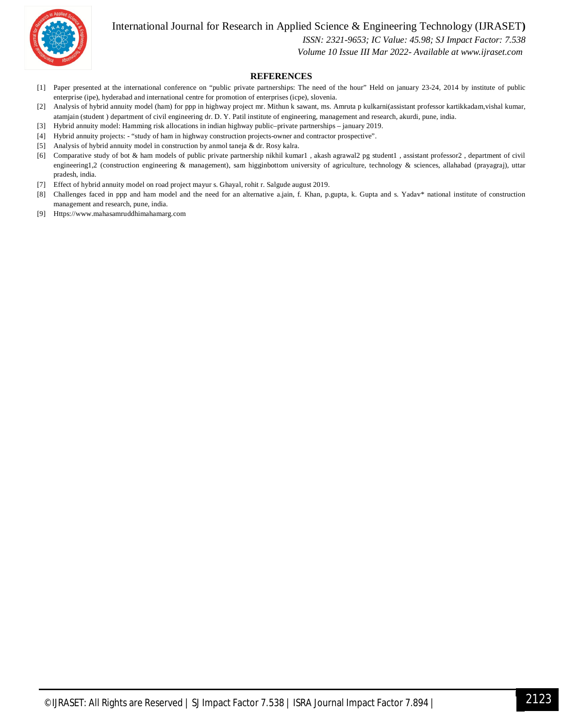## REFERENCES

[1] Paper presented at the international conference on "public private partnerships: The need of the hour" Held on january 23-24, 2014 by institute of public enterprise (ipe), hyderabad and international centre for promotion of enterprises (icpe), slovenia.

[2] Analysis of hybrid annuity model (ham) for ppp in highway project mr. Mithun k sawant, ms. Amruta p kulkarni(assistant professor kartikkadam,vishal kumar, atamjain (student ) department of civil engineering dr. D. Y. Patil institute of engineering, management and research, akurdi, pune, india.

[3] Hybrid annuity model: Hamming risk allocations in indian highway public–private partnerships – january 2019.

[4] Hybrid annuity projects: - "study of ham in highway construction projects-owner and contractor prospective".

[5] Analysis of hybrid annuity model in construction by anmol taneja & dr. Rosy kalra.

[6] Comparative study of bot & ham models of public private partnership nikhil kumar1 , akash agrawal2 pg student1 , assistant professor2 , department of civil engineering1,2 (construction engineering & management), sam higginbottom university of agriculture, technology & sciences, allahabad (prayagraj), uttar pradesh, india.

[7] Effect of hybrid annuity model on road project mayur s. Ghayal, rohit r. Salgude august 2019.

[8] Challenges faced in ppp and ham model and the need for an alternative a.jain, f. Khan, p.gupta, k. Gupta and s. Yadav* national institute of construction management and research, pune, india.

[9] Https://www.mahasamruddhimahamarg.com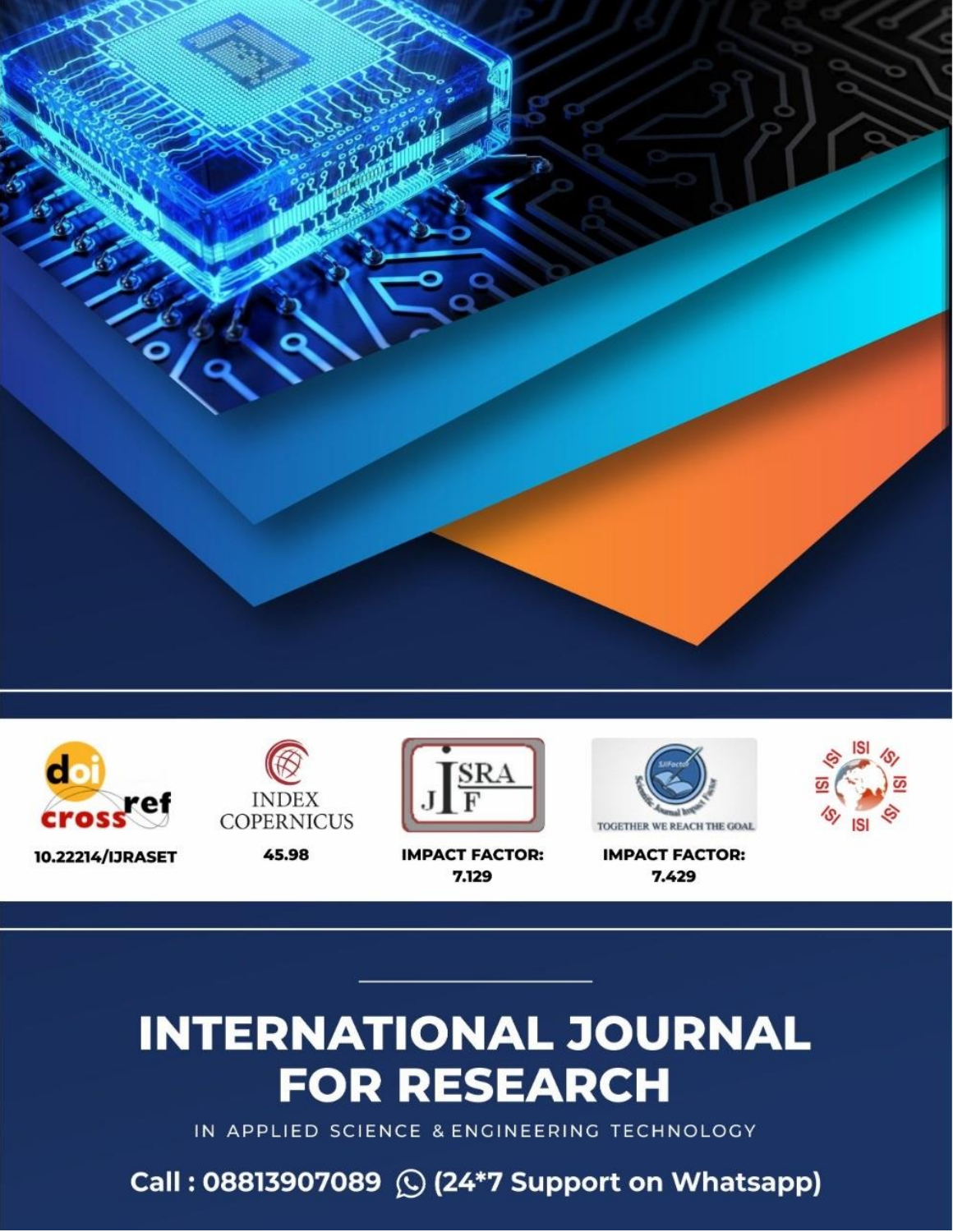10.22214/IJRASET

INDEX COPERNICUS

45.98

IMPACT FACTOR: 7.129

IMPACT FACTOR: 7.429

# INTERNATIONAL JOURNAL FOR RESEARCH

IN APPLIED SCIENCE & ENGINEERING TECHNOLOGY

Call : 08813907089 (24*7 Support on Whatsapp)